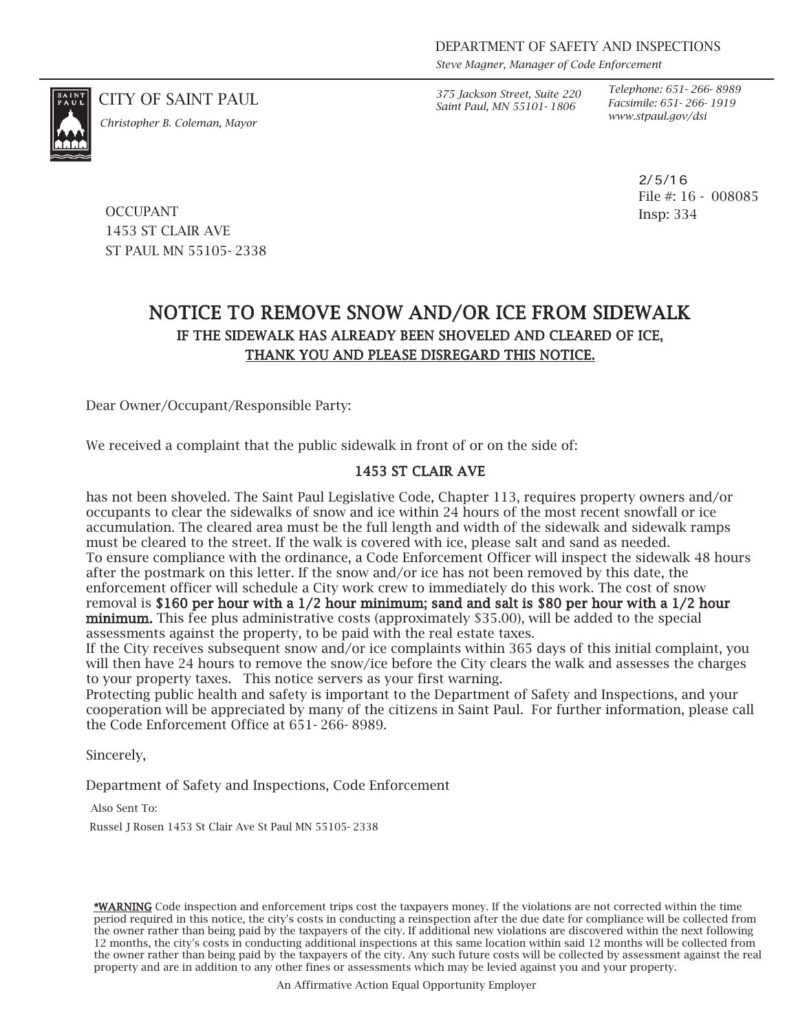DEPARTMENT OF SAFETY AND INSPECTIONS
*Steve Magner, Manager of Code Enforcement*

CITY OF SAINT PAUL
*Christopher B. Coleman, Mayor*

*375 Jackson Street, Suite 220*
*Saint Paul, MN 55101- 1806*

*Telephone: 651- 266- 8989*
*Facsimile: 651- 266- 1919*
*www.stpaul.gov/dsi*

2/5/16
File #: 16 - 008085
Insp: 334

OCCUPANT
1453 ST CLAIR AVE
ST PAUL MN 55105- 2338

# NOTICE TO REMOVE SNOW AND/OR ICE FROM SIDEWALK

## IF THE SIDEWALK HAS ALREADY BEEN SHOVELED AND CLEARED OF ICE, THANK YOU AND PLEASE DISREGARD THIS NOTICE.

Dear Owner/Occupant/Responsible Party:

We received a complaint that the public sidewalk in front of or on the side of:

**1453 ST CLAIR AVE**

has not been shoveled. The Saint Paul Legislative Code, Chapter 113, requires property owners and/or occupants to clear the sidewalks of snow and ice within 24 hours of the most recent snowfall or ice accumulation. The cleared area must be the full length and width of the sidewalk and sidewalk ramps must be cleared to the street. If the walk is covered with ice, please salt and sand as needed.
To ensure compliance with the ordinance, a Code Enforcement Officer will inspect the sidewalk 48 hours after the postmark on this letter. If the snow and/or ice has not been removed by this date, the enforcement officer will schedule a City work crew to immediately do this work. The cost of snow removal is **$160 per hour with a 1/2 hour minimum; sand and salt is $80 per hour with a 1/2 hour minimum.** This fee plus administrative costs (approximately $35.00), will be added to the special assessments against the property, to be paid with the real estate taxes.
If the City receives subsequent snow and/or ice complaints within 365 days of this initial complaint, you will then have 24 hours to remove the snow/ice before the City clears the walk and assesses the charges to your property taxes. This notice servers as your first warning.
Protecting public health and safety is important to the Department of Safety and Inspections, and your cooperation will be appreciated by many of the citizens in Saint Paul. For further information, please call the Code Enforcement Office at 651- 266- 8989.

Sincerely,

Department of Safety and Inspections, Code Enforcement

Also Sent To:
Russel J Rosen 1453 St Clair Ave St Paul MN 55105- 2338

*WARNING Code inspection and enforcement trips cost the taxpayers money. If the violations are not corrected within the time period required in this notice, the city's costs in conducting a reinspection after the due date for compliance will be collected from the owner rather than being paid by the taxpayers of the city. If additional new violations are discovered within the next following 12 months, the city's costs in conducting additional inspections at this same location within said 12 months will be collected from the owner rather than being paid by the taxpayers of the city. Any such future costs will be collected by assessment against the real property and are in addition to any other fines or assessments which may be levied against you and your property.

An Affirmative Action Equal Opportunity Employer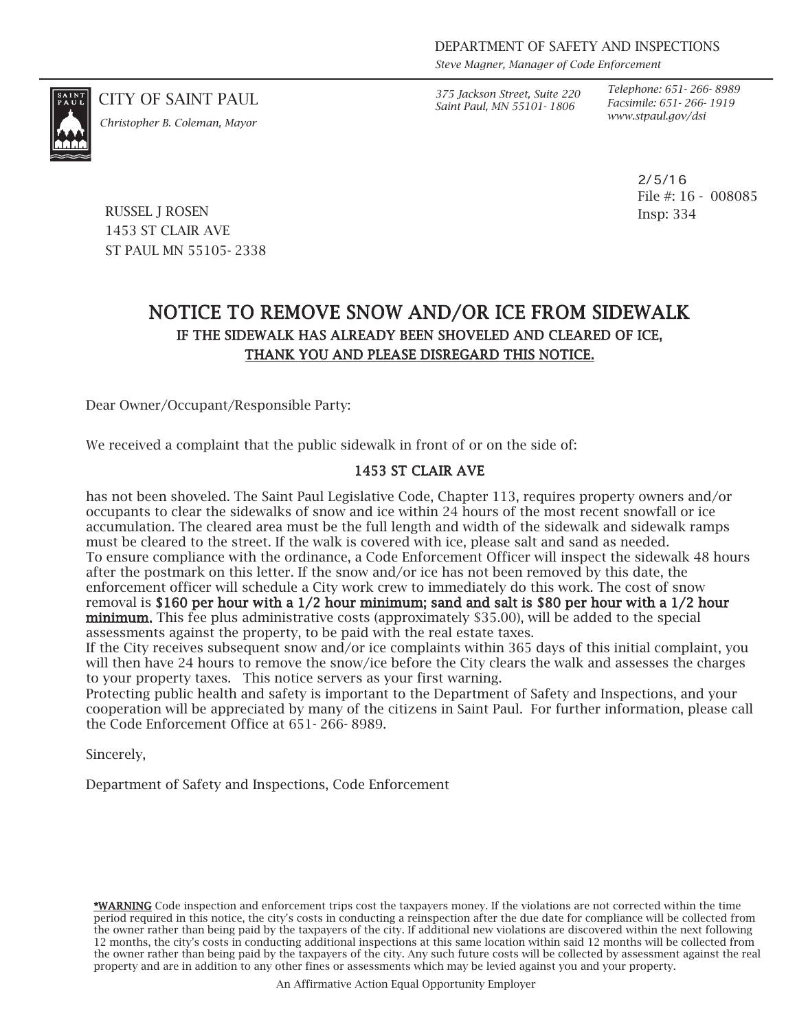DEPARTMENT OF SAFETY AND INSPECTIONS

*Steve Magner, Manager of Code Enforcement*

CITY OF SAINT PAUL

*Christopher B. Coleman, Mayor*

*375 Jackson Street, Suite 220*
*Saint Paul, MN 55101- 1806*

*Telephone: 651- 266- 8989*
*Facsimile: 651- 266- 1919*
*www.stpaul.gov/dsi*

2/5/16
File #: 16 - 008085
Insp: 334

RUSSEL J ROSEN
1453 ST CLAIR AVE
ST PAUL MN 55105- 2338

# NOTICE TO REMOVE SNOW AND/OR ICE FROM SIDEWALK

## IF THE SIDEWALK HAS ALREADY BEEN SHOVELED AND CLEARED OF ICE, THANK YOU AND PLEASE DISREGARD THIS NOTICE.

Dear Owner/Occupant/Responsible Party:

We received a complaint that the public sidewalk in front of or on the side of:

**1453 ST CLAIR AVE**

has not been shoveled. The Saint Paul Legislative Code, Chapter 113, requires property owners and/or occupants to clear the sidewalks of snow and ice within 24 hours of the most recent snowfall or ice accumulation. The cleared area must be the full length and width of the sidewalk and sidewalk ramps must be cleared to the street. If the walk is covered with ice, please salt and sand as needed.
To ensure compliance with the ordinance, a Code Enforcement Officer will inspect the sidewalk 48 hours after the postmark on this letter. If the snow and/or ice has not been removed by this date, the enforcement officer will schedule a City work crew to immediately do this work. The cost of snow removal is **$160 per hour with a 1/2 hour minimum; sand and salt is $80 per hour with a 1/2 hour minimum.** This fee plus administrative costs (approximately $35.00), will be added to the special assessments against the property, to be paid with the real estate taxes.
If the City receives subsequent snow and/or ice complaints within 365 days of this initial complaint, you will then have 24 hours to remove the snow/ice before the City clears the walk and assesses the charges to your property taxes. This notice servers as your first warning.
Protecting public health and safety is important to the Department of Safety and Inspections, and your cooperation will be appreciated by many of the citizens in Saint Paul. For further information, please call the Code Enforcement Office at 651- 266- 8989.

Sincerely,

Department of Safety and Inspections, Code Enforcement

*WARNING Code inspection and enforcement trips cost the taxpayers money. If the violations are not corrected within the time period required in this notice, the city's costs in conducting a reinspection after the due date for compliance will be collected from the owner rather than being paid by the taxpayers of the city. If additional new violations are discovered within the next following 12 months, the city's costs in conducting additional inspections at this same location within said 12 months will be collected from the owner rather than being paid by the taxpayers of the city. Any such future costs will be collected by assessment against the real property and are in addition to any other fines or assessments which may be levied against you and your property.

An Affirmative Action Equal Opportunity Employer